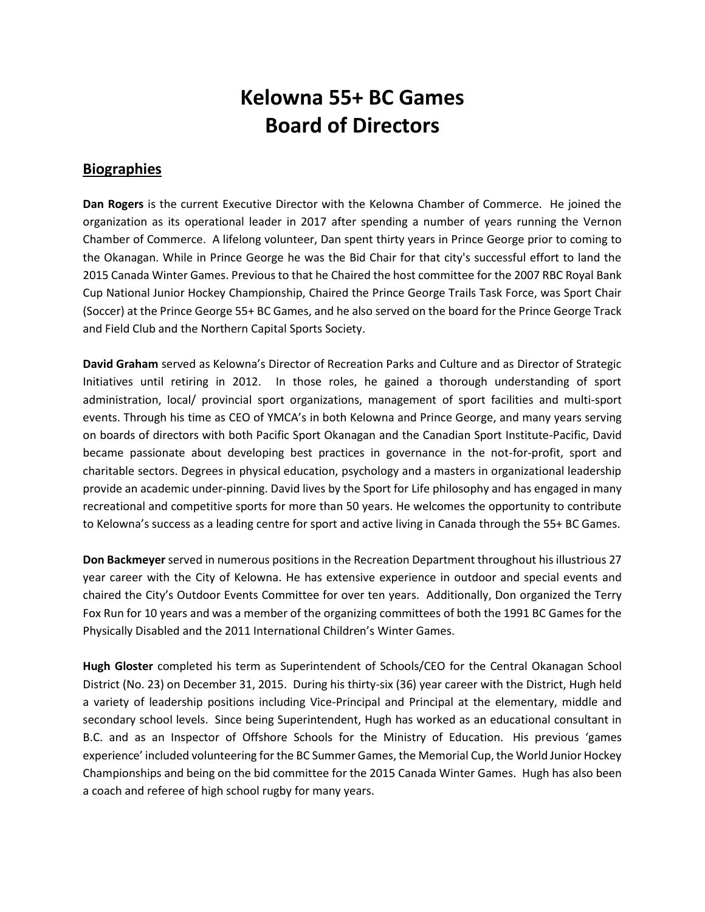# Kelowna 55+ BC Games
# Board of Directors

## Biographies

**Dan Rogers** is the current Executive Director with the Kelowna Chamber of Commerce. He joined the organization as its operational leader in 2017 after spending a number of years running the Vernon Chamber of Commerce. A lifelong volunteer, Dan spent thirty years in Prince George prior to coming to the Okanagan. While in Prince George he was the Bid Chair for that city's successful effort to land the 2015 Canada Winter Games. Previous to that he Chaired the host committee for the 2007 RBC Royal Bank Cup National Junior Hockey Championship, Chaired the Prince George Trails Task Force, was Sport Chair (Soccer) at the Prince George 55+ BC Games, and he also served on the board for the Prince George Track and Field Club and the Northern Capital Sports Society.

**David Graham** served as Kelowna's Director of Recreation Parks and Culture and as Director of Strategic Initiatives until retiring in 2012. In those roles, he gained a thorough understanding of sport administration, local/ provincial sport organizations, management of sport facilities and multi-sport events. Through his time as CEO of YMCA's in both Kelowna and Prince George, and many years serving on boards of directors with both Pacific Sport Okanagan and the Canadian Sport Institute-Pacific, David became passionate about developing best practices in governance in the not-for-profit, sport and charitable sectors. Degrees in physical education, psychology and a masters in organizational leadership provide an academic under-pinning. David lives by the Sport for Life philosophy and has engaged in many recreational and competitive sports for more than 50 years. He welcomes the opportunity to contribute to Kelowna's success as a leading centre for sport and active living in Canada through the 55+ BC Games.

**Don Backmeyer** served in numerous positions in the Recreation Department throughout his illustrious 27 year career with the City of Kelowna. He has extensive experience in outdoor and special events and chaired the City's Outdoor Events Committee for over ten years. Additionally, Don organized the Terry Fox Run for 10 years and was a member of the organizing committees of both the 1991 BC Games for the Physically Disabled and the 2011 International Children's Winter Games.

**Hugh Gloster** completed his term as Superintendent of Schools/CEO for the Central Okanagan School District (No. 23) on December 31, 2015. During his thirty-six (36) year career with the District, Hugh held a variety of leadership positions including Vice-Principal and Principal at the elementary, middle and secondary school levels. Since being Superintendent, Hugh has worked as an educational consultant in B.C. and as an Inspector of Offshore Schools for the Ministry of Education. His previous 'games experience' included volunteering for the BC Summer Games, the Memorial Cup, the World Junior Hockey Championships and being on the bid committee for the 2015 Canada Winter Games. Hugh has also been a coach and referee of high school rugby for many years.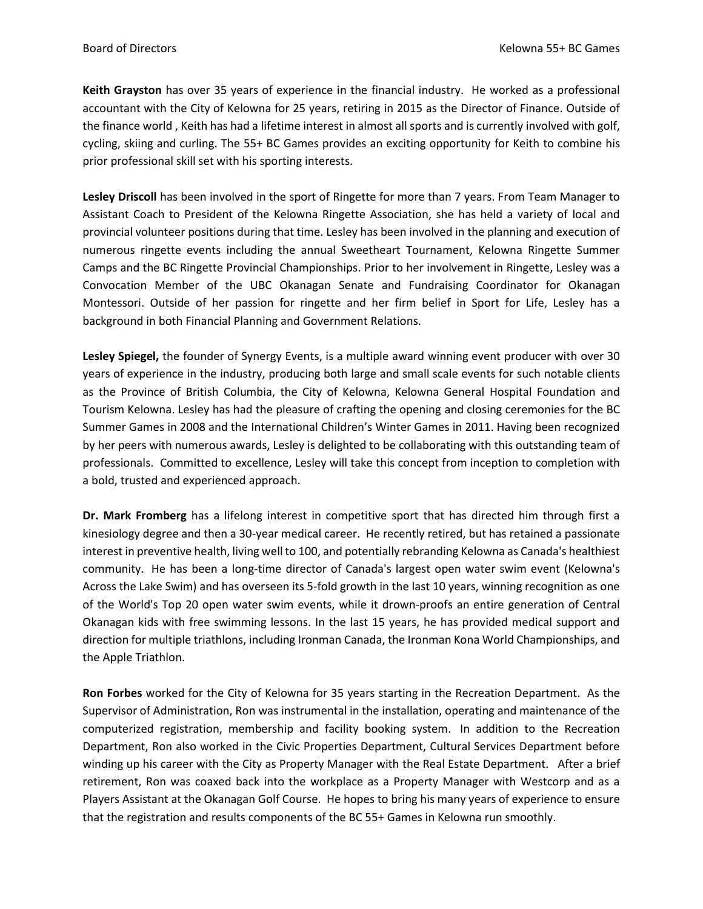**Keith Grayston** has over 35 years of experience in the financial industry. He worked as a professional accountant with the City of Kelowna for 25 years, retiring in 2015 as the Director of Finance. Outside of the finance world , Keith has had a lifetime interest in almost all sports and is currently involved with golf, cycling, skiing and curling. The 55+ BC Games provides an exciting opportunity for Keith to combine his prior professional skill set with his sporting interests.

**Lesley Driscoll** has been involved in the sport of Ringette for more than 7 years. From Team Manager to Assistant Coach to President of the Kelowna Ringette Association, she has held a variety of local and provincial volunteer positions during that time. Lesley has been involved in the planning and execution of numerous ringette events including the annual Sweetheart Tournament, Kelowna Ringette Summer Camps and the BC Ringette Provincial Championships. Prior to her involvement in Ringette, Lesley was a Convocation Member of the UBC Okanagan Senate and Fundraising Coordinator for Okanagan Montessori. Outside of her passion for ringette and her firm belief in Sport for Life, Lesley has a background in both Financial Planning and Government Relations.

**Lesley Spiegel,** the founder of Synergy Events, is a multiple award winning event producer with over 30 years of experience in the industry, producing both large and small scale events for such notable clients as the Province of British Columbia, the City of Kelowna, Kelowna General Hospital Foundation and Tourism Kelowna. Lesley has had the pleasure of crafting the opening and closing ceremonies for the BC Summer Games in 2008 and the International Children's Winter Games in 2011. Having been recognized by her peers with numerous awards, Lesley is delighted to be collaborating with this outstanding team of professionals. Committed to excellence, Lesley will take this concept from inception to completion with a bold, trusted and experienced approach.

**Dr. Mark Fromberg** has a lifelong interest in competitive sport that has directed him through first a kinesiology degree and then a 30-year medical career. He recently retired, but has retained a passionate interest in preventive health, living well to 100, and potentially rebranding Kelowna as Canada's healthiest community. He has been a long-time director of Canada's largest open water swim event (Kelowna's Across the Lake Swim) and has overseen its 5-fold growth in the last 10 years, winning recognition as one of the World's Top 20 open water swim events, while it drown-proofs an entire generation of Central Okanagan kids with free swimming lessons. In the last 15 years, he has provided medical support and direction for multiple triathlons, including Ironman Canada, the Ironman Kona World Championships, and the Apple Triathlon.

**Ron Forbes** worked for the City of Kelowna for 35 years starting in the Recreation Department. As the Supervisor of Administration, Ron was instrumental in the installation, operating and maintenance of the computerized registration, membership and facility booking system. In addition to the Recreation Department, Ron also worked in the Civic Properties Department, Cultural Services Department before winding up his career with the City as Property Manager with the Real Estate Department. After a brief retirement, Ron was coaxed back into the workplace as a Property Manager with Westcorp and as a Players Assistant at the Okanagan Golf Course. He hopes to bring his many years of experience to ensure that the registration and results components of the BC 55+ Games in Kelowna run smoothly.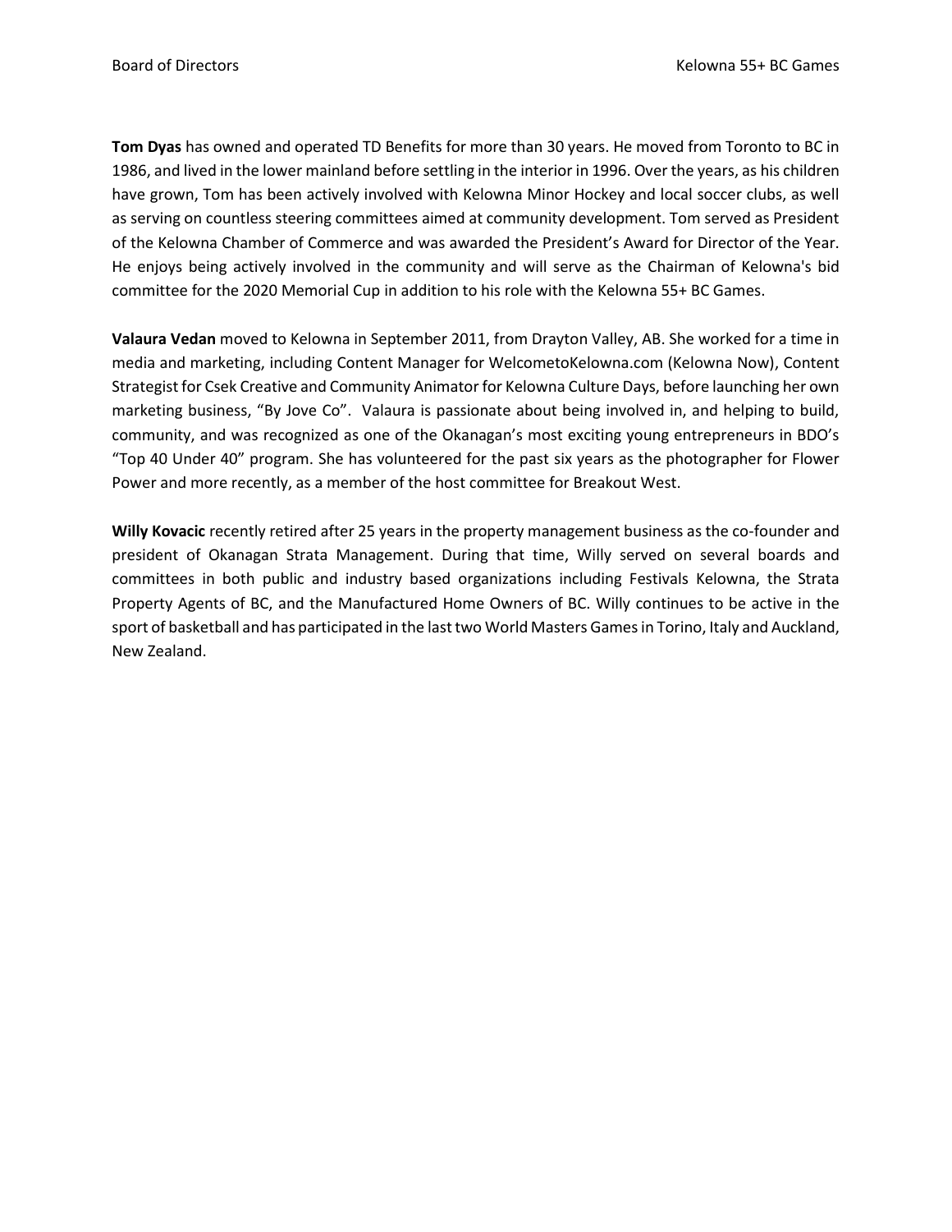**Tom Dyas** has owned and operated TD Benefits for more than 30 years. He moved from Toronto to BC in 1986, and lived in the lower mainland before settling in the interior in 1996. Over the years, as his children have grown, Tom has been actively involved with Kelowna Minor Hockey and local soccer clubs, as well as serving on countless steering committees aimed at community development. Tom served as President of the Kelowna Chamber of Commerce and was awarded the President's Award for Director of the Year. He enjoys being actively involved in the community and will serve as the Chairman of Kelowna's bid committee for the 2020 Memorial Cup in addition to his role with the Kelowna 55+ BC Games.

**Valaura Vedan** moved to Kelowna in September 2011, from Drayton Valley, AB. She worked for a time in media and marketing, including Content Manager for WelcometoKelowna.com (Kelowna Now), Content Strategist for Csek Creative and Community Animator for Kelowna Culture Days, before launching her own marketing business, "By Jove Co". Valaura is passionate about being involved in, and helping to build, community, and was recognized as one of the Okanagan's most exciting young entrepreneurs in BDO's "Top 40 Under 40" program. She has volunteered for the past six years as the photographer for Flower Power and more recently, as a member of the host committee for Breakout West.

**Willy Kovacic** recently retired after 25 years in the property management business as the co-founder and president of Okanagan Strata Management. During that time, Willy served on several boards and committees in both public and industry based organizations including Festivals Kelowna, the Strata Property Agents of BC, and the Manufactured Home Owners of BC. Willy continues to be active in the sport of basketball and has participated in the last two World Masters Games in Torino, Italy and Auckland, New Zealand.